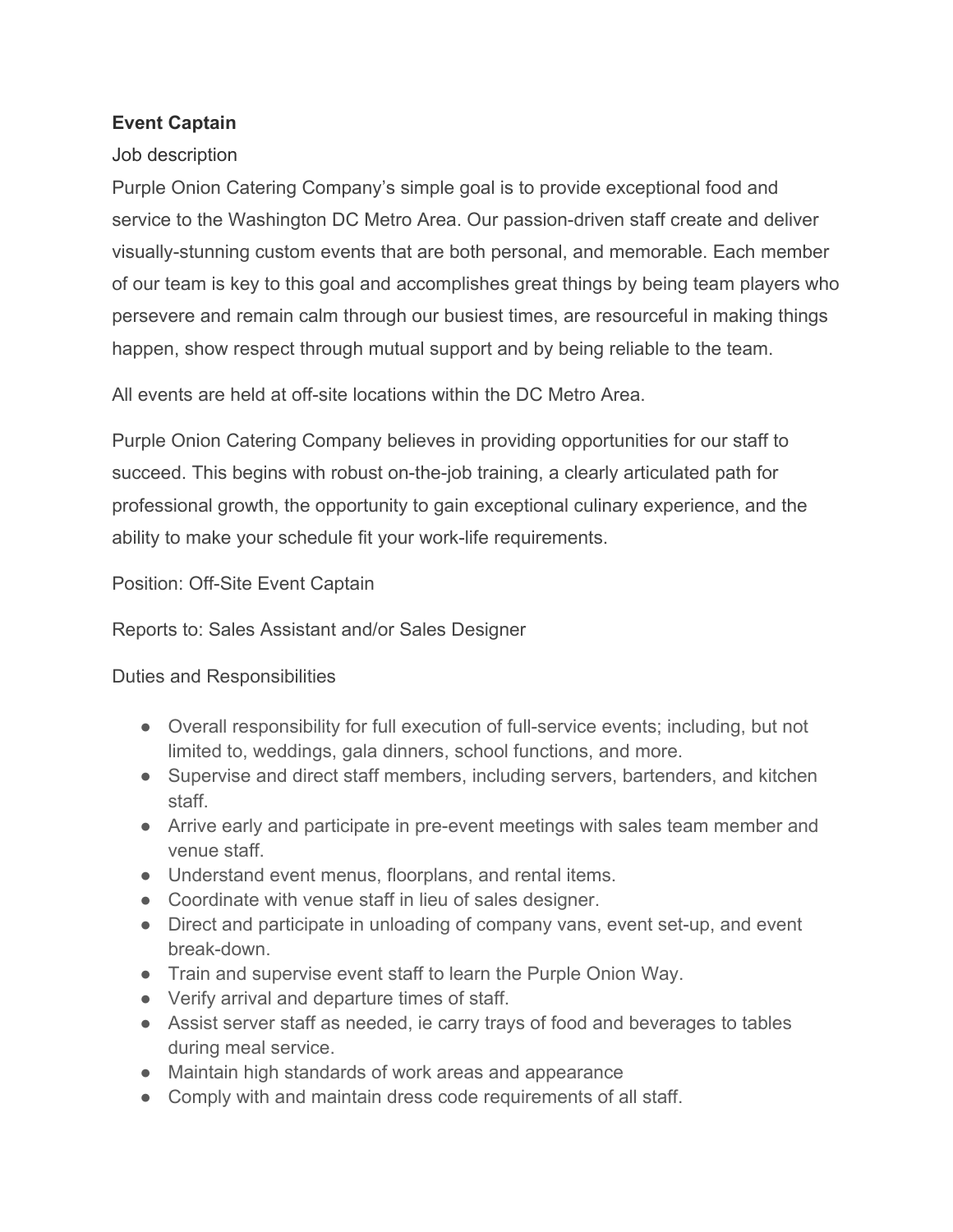**Event Captain**

Job description

Purple Onion Catering Company's simple goal is to provide exceptional food and service to the Washington DC Metro Area. Our passion-driven staff create and deliver visually-stunning custom events that are both personal, and memorable. Each member of our team is key to this goal and accomplishes great things by being team players who persevere and remain calm through our busiest times, are resourceful in making things happen, show respect through mutual support and by being reliable to the team.

All events are held at off-site locations within the DC Metro Area.

Purple Onion Catering Company believes in providing opportunities for our staff to succeed. This begins with robust on-the-job training, a clearly articulated path for professional growth, the opportunity to gain exceptional culinary experience, and the ability to make your schedule fit your work-life requirements.

Position: Off-Site Event Captain

Reports to: Sales Assistant and/or Sales Designer

Duties and Responsibilities

- Overall responsibility for full execution of full-service events; including, but not limited to, weddings, gala dinners, school functions, and more.
- Supervise and direct staff members, including servers, bartenders, and kitchen staff.
- Arrive early and participate in pre-event meetings with sales team member and venue staff.
- Understand event menus, floorplans, and rental items.
- Coordinate with venue staff in lieu of sales designer.
- Direct and participate in unloading of company vans, event set-up, and event break-down.
- Train and supervise event staff to learn the Purple Onion Way.
- Verify arrival and departure times of staff.
- Assist server staff as needed, ie carry trays of food and beverages to tables during meal service.
- Maintain high standards of work areas and appearance
- Comply with and maintain dress code requirements of all staff.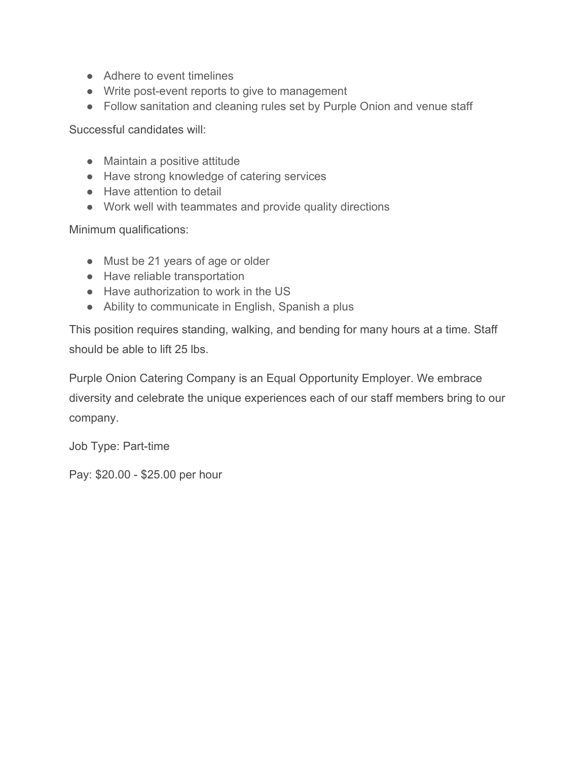- Adhere to event timelines
- Write post-event reports to give to management
- Follow sanitation and cleaning rules set by Purple Onion and venue staff

Successful candidates will:

- Maintain a positive attitude
- Have strong knowledge of catering services
- Have attention to detail
- Work well with teammates and provide quality directions

Minimum qualifications:

- Must be 21 years of age or older
- Have reliable transportation
- Have authorization to work in the US
- Ability to communicate in English, Spanish a plus

This position requires standing, walking, and bending for many hours at a time. Staff should be able to lift 25 lbs.

Purple Onion Catering Company is an Equal Opportunity Employer. We embrace diversity and celebrate the unique experiences each of our staff members bring to our company.

Job Type: Part-time

Pay: $20.00 - $25.00 per hour